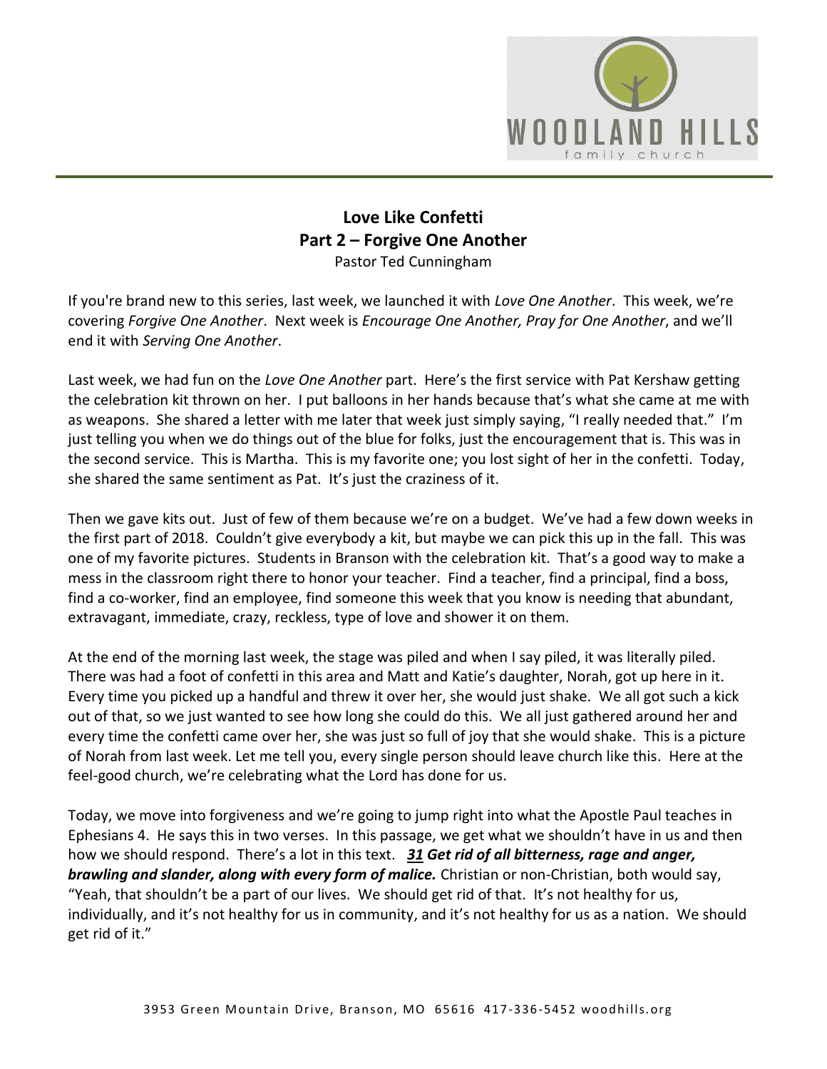# Love Like Confetti
## Part 2 – Forgive One Another
Pastor Ted Cunningham

If you're brand new to this series, last week, we launched it with *Love One Another*. This week, we're covering *Forgive One Another*. Next week is *Encourage One Another, Pray for One Another*, and we'll end it with *Serving One Another*.

Last week, we had fun on the *Love One Another* part. Here's the first service with Pat Kershaw getting the celebration kit thrown on her. I put balloons in her hands because that's what she came at me with as weapons. She shared a letter with me later that week just simply saying, "I really needed that." I'm just telling you when we do things out of the blue for folks, just the encouragement that is. This was in the second service. This is Martha. This is my favorite one; you lost sight of her in the confetti. Today, she shared the same sentiment as Pat. It's just the craziness of it.

Then we gave kits out. Just of few of them because we're on a budget. We've had a few down weeks in the first part of 2018. Couldn't give everybody a kit, but maybe we can pick this up in the fall. This was one of my favorite pictures. Students in Branson with the celebration kit. That's a good way to make a mess in the classroom right there to honor your teacher. Find a teacher, find a principal, find a boss, find a co-worker, find an employee, find someone this week that you know is needing that abundant, extravagant, immediate, crazy, reckless, type of love and shower it on them.

At the end of the morning last week, the stage was piled and when I say piled, it was literally piled. There was had a foot of confetti in this area and Matt and Katie's daughter, Norah, got up here in it. Every time you picked up a handful and threw it over her, she would just shake. We all got such a kick out of that, so we just wanted to see how long she could do this. We all just gathered around her and every time the confetti came over her, she was just so full of joy that she would shake. This is a picture of Norah from last week. Let me tell you, every single person should leave church like this. Here at the feel-good church, we're celebrating what the Lord has done for us.

Today, we move into forgiveness and we're going to jump right into what the Apostle Paul teaches in Ephesians 4. He says this in two verses. In this passage, we get what we shouldn't have in us and then how we should respond. There's a lot in this text. ***31 Get rid of all bitterness, rage and anger, brawling and slander, along with every form of malice.*** Christian or non-Christian, both would say, "Yeah, that shouldn't be a part of our lives. We should get rid of that. It's not healthy for us, individually, and it's not healthy for us in community, and it's not healthy for us as a nation. We should get rid of it."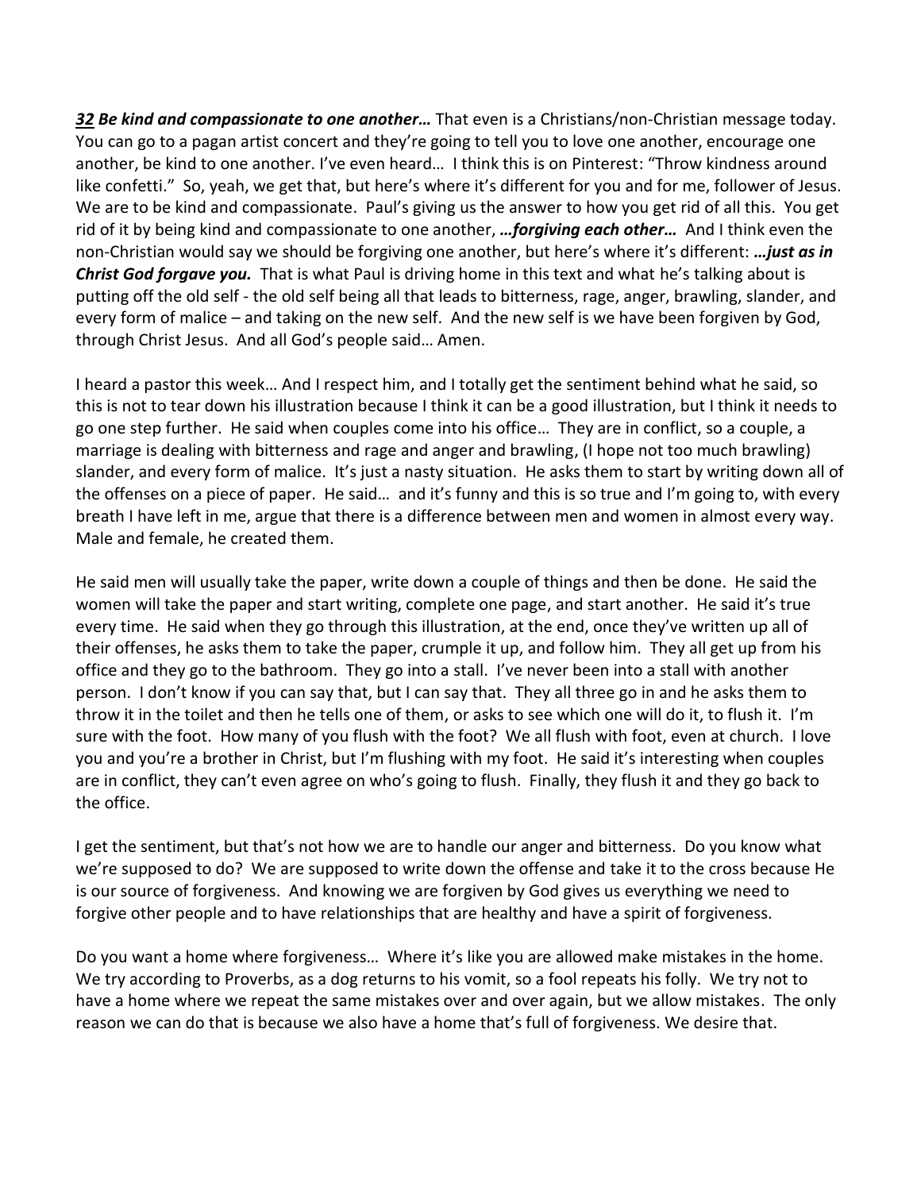***32*** ***Be kind and compassionate to one another…*** That even is a Christians/non-Christian message today. You can go to a pagan artist concert and they're going to tell you to love one another, encourage one another, be kind to one another. I've even heard… I think this is on Pinterest: "Throw kindness around like confetti." So, yeah, we get that, but here's where it's different for you and for me, follower of Jesus. We are to be kind and compassionate. Paul's giving us the answer to how you get rid of all this. You get rid of it by being kind and compassionate to one another, ***…forgiving each other…*** And I think even the non-Christian would say we should be forgiving one another, but here's where it's different: ***…just as in Christ God forgave you.*** That is what Paul is driving home in this text and what he's talking about is putting off the old self - the old self being all that leads to bitterness, rage, anger, brawling, slander, and every form of malice – and taking on the new self. And the new self is we have been forgiven by God, through Christ Jesus. And all God's people said… Amen.

I heard a pastor this week… And I respect him, and I totally get the sentiment behind what he said, so this is not to tear down his illustration because I think it can be a good illustration, but I think it needs to go one step further. He said when couples come into his office… They are in conflict, so a couple, a marriage is dealing with bitterness and rage and anger and brawling, (I hope not too much brawling) slander, and every form of malice. It's just a nasty situation. He asks them to start by writing down all of the offenses on a piece of paper. He said… and it's funny and this is so true and I'm going to, with every breath I have left in me, argue that there is a difference between men and women in almost every way. Male and female, he created them.

He said men will usually take the paper, write down a couple of things and then be done. He said the women will take the paper and start writing, complete one page, and start another. He said it's true every time. He said when they go through this illustration, at the end, once they've written up all of their offenses, he asks them to take the paper, crumple it up, and follow him. They all get up from his office and they go to the bathroom. They go into a stall. I've never been into a stall with another person. I don't know if you can say that, but I can say that. They all three go in and he asks them to throw it in the toilet and then he tells one of them, or asks to see which one will do it, to flush it. I'm sure with the foot. How many of you flush with the foot? We all flush with foot, even at church. I love you and you're a brother in Christ, but I'm flushing with my foot. He said it's interesting when couples are in conflict, they can't even agree on who's going to flush. Finally, they flush it and they go back to the office.

I get the sentiment, but that's not how we are to handle our anger and bitterness. Do you know what we're supposed to do? We are supposed to write down the offense and take it to the cross because He is our source of forgiveness. And knowing we are forgiven by God gives us everything we need to forgive other people and to have relationships that are healthy and have a spirit of forgiveness.

Do you want a home where forgiveness… Where it's like you are allowed make mistakes in the home. We try according to Proverbs, as a dog returns to his vomit, so a fool repeats his folly. We try not to have a home where we repeat the same mistakes over and over again, but we allow mistakes. The only reason we can do that is because we also have a home that's full of forgiveness. We desire that.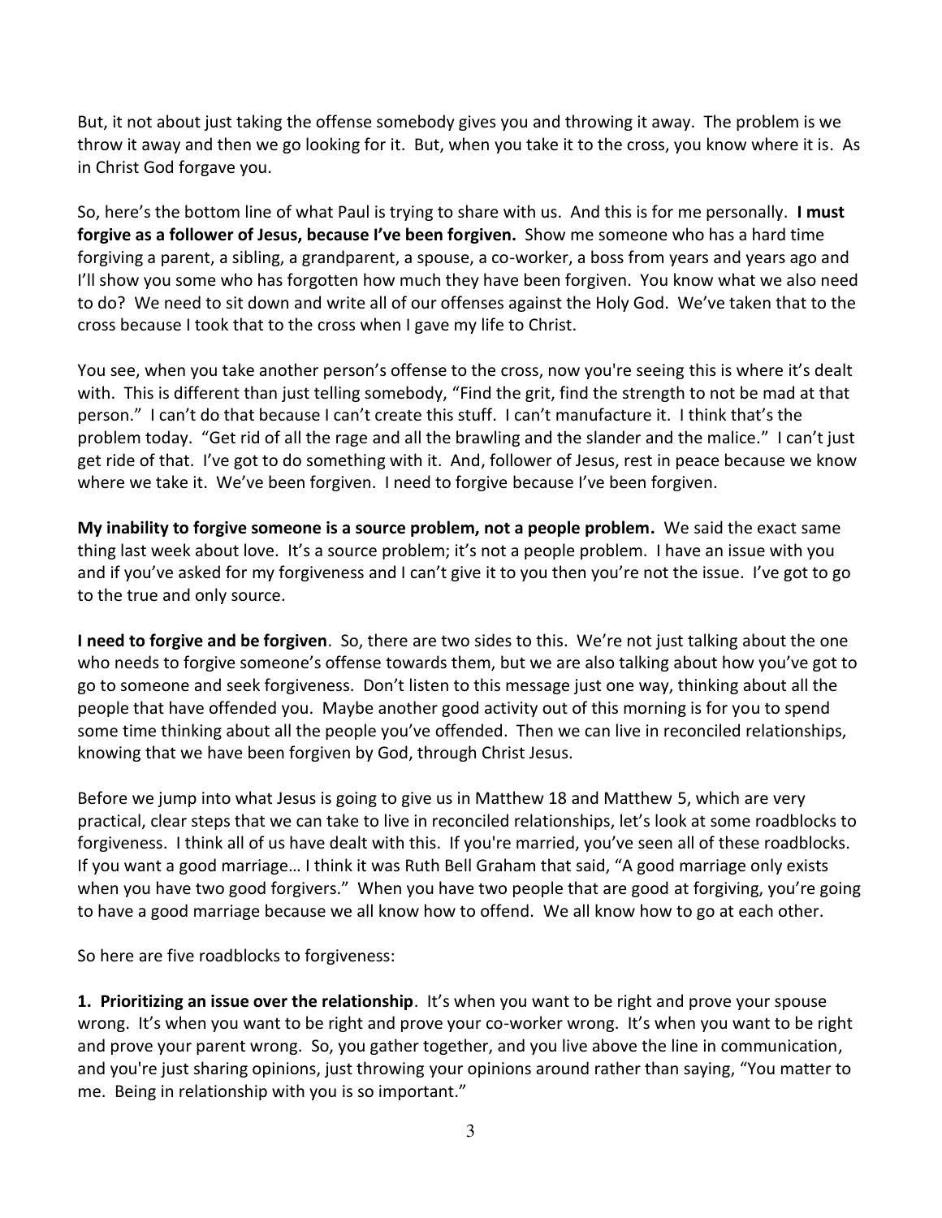But, it not about just taking the offense somebody gives you and throwing it away. The problem is we throw it away and then we go looking for it. But, when you take it to the cross, you know where it is. As in Christ God forgave you.

So, here's the bottom line of what Paul is trying to share with us. And this is for me personally. **I must forgive as a follower of Jesus, because I've been forgiven.** Show me someone who has a hard time forgiving a parent, a sibling, a grandparent, a spouse, a co-worker, a boss from years and years ago and I'll show you some who has forgotten how much they have been forgiven. You know what we also need to do? We need to sit down and write all of our offenses against the Holy God. We've taken that to the cross because I took that to the cross when I gave my life to Christ.

You see, when you take another person's offense to the cross, now you're seeing this is where it's dealt with. This is different than just telling somebody, "Find the grit, find the strength to not be mad at that person." I can't do that because I can't create this stuff. I can't manufacture it. I think that's the problem today. "Get rid of all the rage and all the brawling and the slander and the malice." I can't just get ride of that. I've got to do something with it. And, follower of Jesus, rest in peace because we know where we take it. We've been forgiven. I need to forgive because I've been forgiven.

**My inability to forgive someone is a source problem, not a people problem.** We said the exact same thing last week about love. It's a source problem; it's not a people problem. I have an issue with you and if you've asked for my forgiveness and I can't give it to you then you're not the issue. I've got to go to the true and only source.

**I need to forgive and be forgiven**. So, there are two sides to this. We're not just talking about the one who needs to forgive someone's offense towards them, but we are also talking about how you've got to go to someone and seek forgiveness. Don't listen to this message just one way, thinking about all the people that have offended you. Maybe another good activity out of this morning is for you to spend some time thinking about all the people you've offended. Then we can live in reconciled relationships, knowing that we have been forgiven by God, through Christ Jesus.

Before we jump into what Jesus is going to give us in Matthew 18 and Matthew 5, which are very practical, clear steps that we can take to live in reconciled relationships, let's look at some roadblocks to forgiveness. I think all of us have dealt with this. If you're married, you've seen all of these roadblocks. If you want a good marriage… I think it was Ruth Bell Graham that said, "A good marriage only exists when you have two good forgivers." When you have two people that are good at forgiving, you're going to have a good marriage because we all know how to offend. We all know how to go at each other.

So here are five roadblocks to forgiveness:

**1. Prioritizing an issue over the relationship**. It's when you want to be right and prove your spouse wrong. It's when you want to be right and prove your co-worker wrong. It's when you want to be right and prove your parent wrong. So, you gather together, and you live above the line in communication, and you're just sharing opinions, just throwing your opinions around rather than saying, "You matter to me. Being in relationship with you is so important."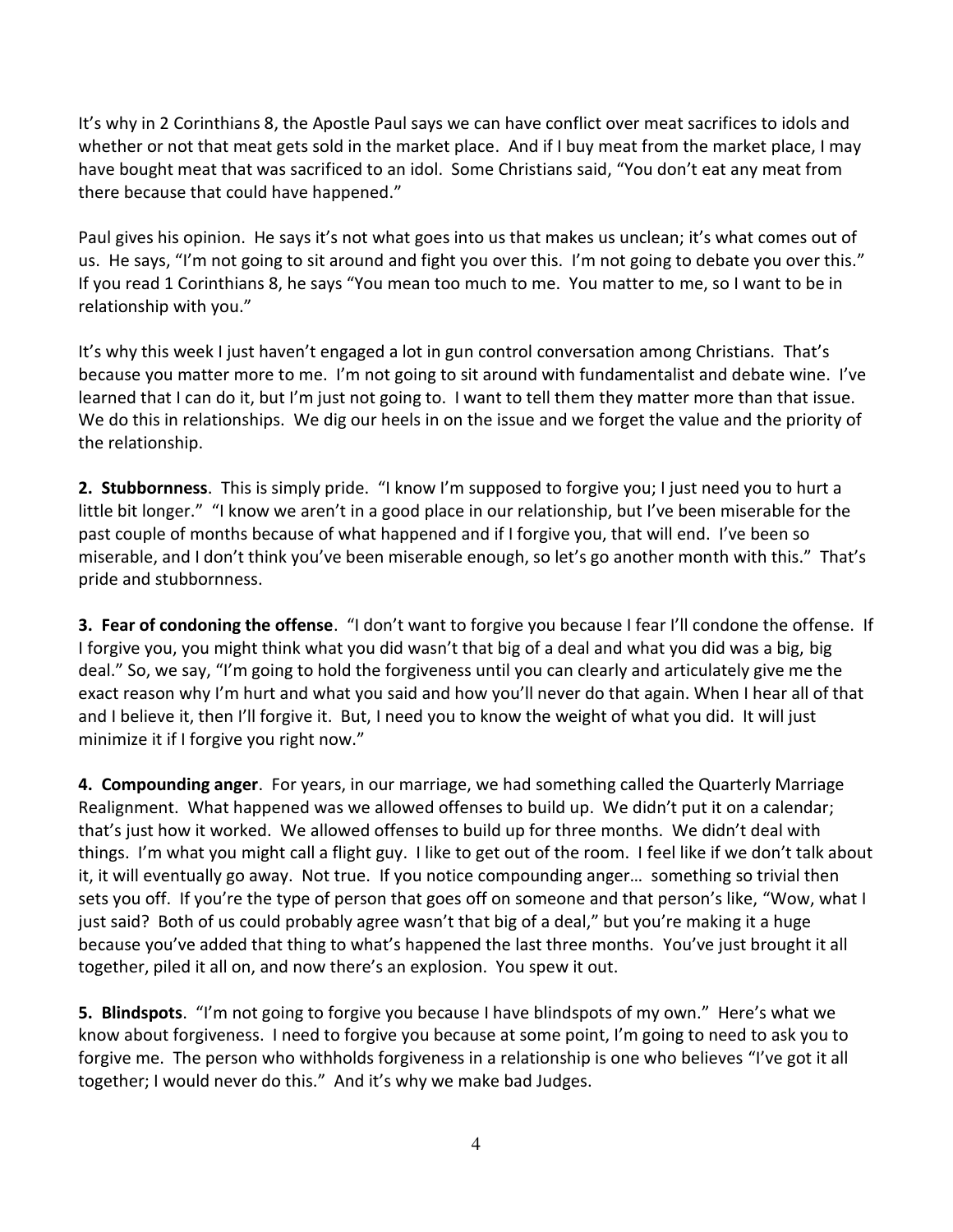It's why in 2 Corinthians 8, the Apostle Paul says we can have conflict over meat sacrifices to idols and whether or not that meat gets sold in the market place. And if I buy meat from the market place, I may have bought meat that was sacrificed to an idol. Some Christians said, "You don't eat any meat from there because that could have happened."

Paul gives his opinion. He says it's not what goes into us that makes us unclean; it's what comes out of us. He says, "I'm not going to sit around and fight you over this. I'm not going to debate you over this." If you read 1 Corinthians 8, he says "You mean too much to me. You matter to me, so I want to be in relationship with you."

It's why this week I just haven't engaged a lot in gun control conversation among Christians. That's because you matter more to me. I'm not going to sit around with fundamentalist and debate wine. I've learned that I can do it, but I'm just not going to. I want to tell them they matter more than that issue. We do this in relationships. We dig our heels in on the issue and we forget the value and the priority of the relationship.

**2. Stubbornness**. This is simply pride. "I know I'm supposed to forgive you; I just need you to hurt a little bit longer." "I know we aren't in a good place in our relationship, but I've been miserable for the past couple of months because of what happened and if I forgive you, that will end. I've been so miserable, and I don't think you've been miserable enough, so let's go another month with this." That's pride and stubbornness.

**3. Fear of condoning the offense**. "I don't want to forgive you because I fear I'll condone the offense. If I forgive you, you might think what you did wasn't that big of a deal and what you did was a big, big deal." So, we say, "I'm going to hold the forgiveness until you can clearly and articulately give me the exact reason why I'm hurt and what you said and how you'll never do that again. When I hear all of that and I believe it, then I'll forgive it. But, I need you to know the weight of what you did. It will just minimize it if I forgive you right now."

**4. Compounding anger**. For years, in our marriage, we had something called the Quarterly Marriage Realignment. What happened was we allowed offenses to build up. We didn't put it on a calendar; that's just how it worked. We allowed offenses to build up for three months. We didn't deal with things. I'm what you might call a flight guy. I like to get out of the room. I feel like if we don't talk about it, it will eventually go away. Not true. If you notice compounding anger… something so trivial then sets you off. If you're the type of person that goes off on someone and that person's like, "Wow, what I just said? Both of us could probably agree wasn't that big of a deal," but you're making it a huge because you've added that thing to what's happened the last three months. You've just brought it all together, piled it all on, and now there's an explosion. You spew it out.

**5. Blindspots**. "I'm not going to forgive you because I have blindspots of my own." Here's what we know about forgiveness. I need to forgive you because at some point, I'm going to need to ask you to forgive me. The person who withholds forgiveness in a relationship is one who believes "I've got it all together; I would never do this." And it's why we make bad Judges.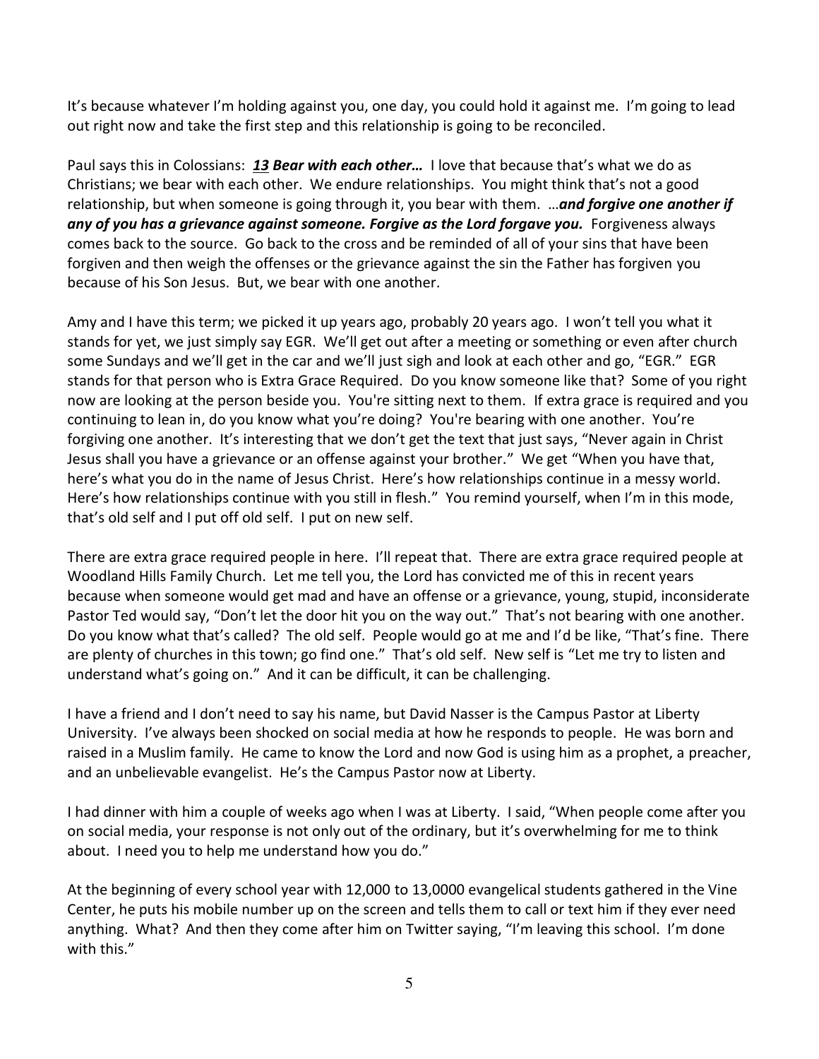It's because whatever I'm holding against you, one day, you could hold it against me. I'm going to lead out right now and take the first step and this relationship is going to be reconciled.

Paul says this in Colossians: ***13 Bear with each other…*** I love that because that's what we do as Christians; we bear with each other. We endure relationships. You might think that's not a good relationship, but when someone is going through it, you bear with them. …***and forgive one another if any of you has a grievance against someone. Forgive as the Lord forgave you.*** Forgiveness always comes back to the source. Go back to the cross and be reminded of all of your sins that have been forgiven and then weigh the offenses or the grievance against the sin the Father has forgiven you because of his Son Jesus. But, we bear with one another.

Amy and I have this term; we picked it up years ago, probably 20 years ago. I won't tell you what it stands for yet, we just simply say EGR. We'll get out after a meeting or something or even after church some Sundays and we'll get in the car and we'll just sigh and look at each other and go, "EGR." EGR stands for that person who is Extra Grace Required. Do you know someone like that? Some of you right now are looking at the person beside you. You're sitting next to them. If extra grace is required and you continuing to lean in, do you know what you're doing? You're bearing with one another. You're forgiving one another. It's interesting that we don't get the text that just says, "Never again in Christ Jesus shall you have a grievance or an offense against your brother." We get "When you have that, here's what you do in the name of Jesus Christ. Here's how relationships continue in a messy world. Here's how relationships continue with you still in flesh." You remind yourself, when I'm in this mode, that's old self and I put off old self. I put on new self.

There are extra grace required people in here. I'll repeat that. There are extra grace required people at Woodland Hills Family Church. Let me tell you, the Lord has convicted me of this in recent years because when someone would get mad and have an offense or a grievance, young, stupid, inconsiderate Pastor Ted would say, "Don't let the door hit you on the way out." That's not bearing with one another. Do you know what that's called? The old self. People would go at me and I'd be like, "That's fine. There are plenty of churches in this town; go find one." That's old self. New self is "Let me try to listen and understand what's going on." And it can be difficult, it can be challenging.

I have a friend and I don't need to say his name, but David Nasser is the Campus Pastor at Liberty University. I've always been shocked on social media at how he responds to people. He was born and raised in a Muslim family. He came to know the Lord and now God is using him as a prophet, a preacher, and an unbelievable evangelist. He's the Campus Pastor now at Liberty.

I had dinner with him a couple of weeks ago when I was at Liberty. I said, "When people come after you on social media, your response is not only out of the ordinary, but it's overwhelming for me to think about. I need you to help me understand how you do."

At the beginning of every school year with 12,000 to 13,0000 evangelical students gathered in the Vine Center, he puts his mobile number up on the screen and tells them to call or text him if they ever need anything. What? And then they come after him on Twitter saying, "I'm leaving this school. I'm done with this."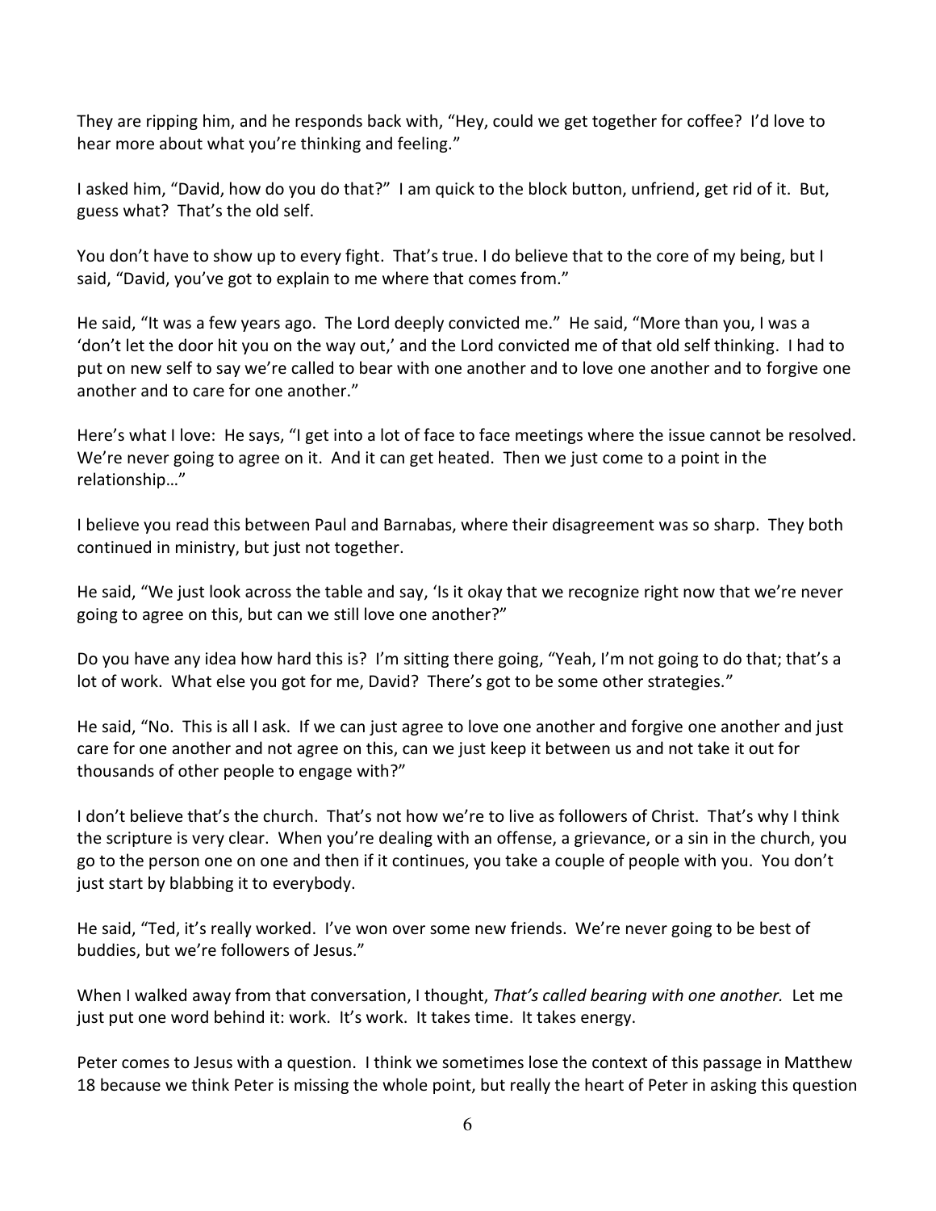They are ripping him, and he responds back with, "Hey, could we get together for coffee? I'd love to hear more about what you're thinking and feeling."

I asked him, "David, how do you do that?" I am quick to the block button, unfriend, get rid of it. But, guess what? That's the old self.

You don't have to show up to every fight. That's true. I do believe that to the core of my being, but I said, "David, you've got to explain to me where that comes from."

He said, "It was a few years ago. The Lord deeply convicted me." He said, "More than you, I was a 'don't let the door hit you on the way out,' and the Lord convicted me of that old self thinking. I had to put on new self to say we're called to bear with one another and to love one another and to forgive one another and to care for one another."

Here's what I love: He says, "I get into a lot of face to face meetings where the issue cannot be resolved. We're never going to agree on it. And it can get heated. Then we just come to a point in the relationship…"

I believe you read this between Paul and Barnabas, where their disagreement was so sharp. They both continued in ministry, but just not together.

He said, "We just look across the table and say, 'Is it okay that we recognize right now that we're never going to agree on this, but can we still love one another?"

Do you have any idea how hard this is? I'm sitting there going, "Yeah, I'm not going to do that; that's a lot of work. What else you got for me, David? There's got to be some other strategies."

He said, "No. This is all I ask. If we can just agree to love one another and forgive one another and just care for one another and not agree on this, can we just keep it between us and not take it out for thousands of other people to engage with?"

I don't believe that's the church. That's not how we're to live as followers of Christ. That's why I think the scripture is very clear. When you're dealing with an offense, a grievance, or a sin in the church, you go to the person one on one and then if it continues, you take a couple of people with you. You don't just start by blabbing it to everybody.

He said, "Ted, it's really worked. I've won over some new friends. We're never going to be best of buddies, but we're followers of Jesus."

When I walked away from that conversation, I thought, *That's called bearing with one another.* Let me just put one word behind it: work. It's work. It takes time. It takes energy.

Peter comes to Jesus with a question. I think we sometimes lose the context of this passage in Matthew 18 because we think Peter is missing the whole point, but really the heart of Peter in asking this question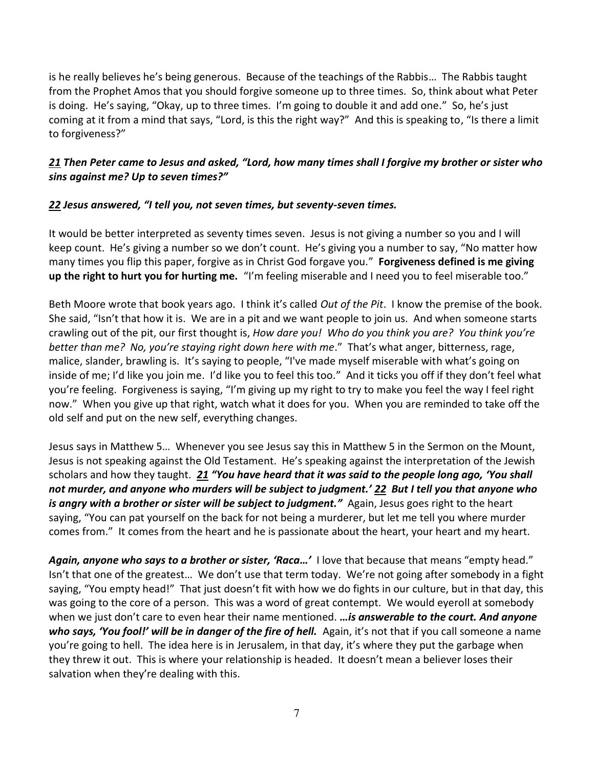is he really believes he's being generous. Because of the teachings of the Rabbis… The Rabbis taught from the Prophet Amos that you should forgive someone up to three times. So, think about what Peter is doing. He's saying, "Okay, up to three times. I'm going to double it and add one." So, he's just coming at it from a mind that says, "Lord, is this the right way?" And this is speaking to, "Is there a limit to forgiveness?"

***<u>21</u> Then Peter came to Jesus and asked, "Lord, how many times shall I forgive my brother or sister who sins against me? Up to seven times?"***

***<u>22</u> Jesus answered, "I tell you, not seven times, but seventy-seven times.***

It would be better interpreted as seventy times seven. Jesus is not giving a number so you and I will keep count. He's giving a number so we don't count. He's giving you a number to say, "No matter how many times you flip this paper, forgive as in Christ God forgave you." **Forgiveness defined is me giving up the right to hurt you for hurting me.** "I'm feeling miserable and I need you to feel miserable too."

Beth Moore wrote that book years ago. I think it's called *Out of the Pit*. I know the premise of the book. She said, "Isn't that how it is. We are in a pit and we want people to join us. And when someone starts crawling out of the pit, our first thought is, *How dare you! Who do you think you are? You think you're better than me? No, you're staying right down here with me*." That's what anger, bitterness, rage, malice, slander, brawling is. It's saying to people, "I've made myself miserable with what's going on inside of me; I'd like you join me. I'd like you to feel this too." And it ticks you off if they don't feel what you're feeling. Forgiveness is saying, "I'm giving up my right to try to make you feel the way I feel right now." When you give up that right, watch what it does for you. When you are reminded to take off the old self and put on the new self, everything changes.

Jesus says in Matthew 5… Whenever you see Jesus say this in Matthew 5 in the Sermon on the Mount, Jesus is not speaking against the Old Testament. He's speaking against the interpretation of the Jewish scholars and how they taught. ***<u>21</u> "You have heard that it was said to the people long ago, 'You shall not murder, and anyone who murders will be subject to judgment.' <u>22</u> But I tell you that anyone who is angry with a brother or sister will be subject to judgment."*** Again, Jesus goes right to the heart saying, "You can pat yourself on the back for not being a murderer, but let me tell you where murder comes from." It comes from the heart and he is passionate about the heart, your heart and my heart.

***Again, anyone who says to a brother or sister, 'Raca…'*** I love that because that means "empty head." Isn't that one of the greatest… We don't use that term today. We're not going after somebody in a fight saying, "You empty head!" That just doesn't fit with how we do fights in our culture, but in that day, this was going to the core of a person. This was a word of great contempt. We would eyeroll at somebody when we just don't care to even hear their name mentioned. ***…is answerable to the court. And anyone who says, 'You fool!' will be in danger of the fire of hell.*** Again, it's not that if you call someone a name you're going to hell. The idea here is in Jerusalem, in that day, it's where they put the garbage when they threw it out. This is where your relationship is headed. It doesn't mean a believer loses their salvation when they're dealing with this.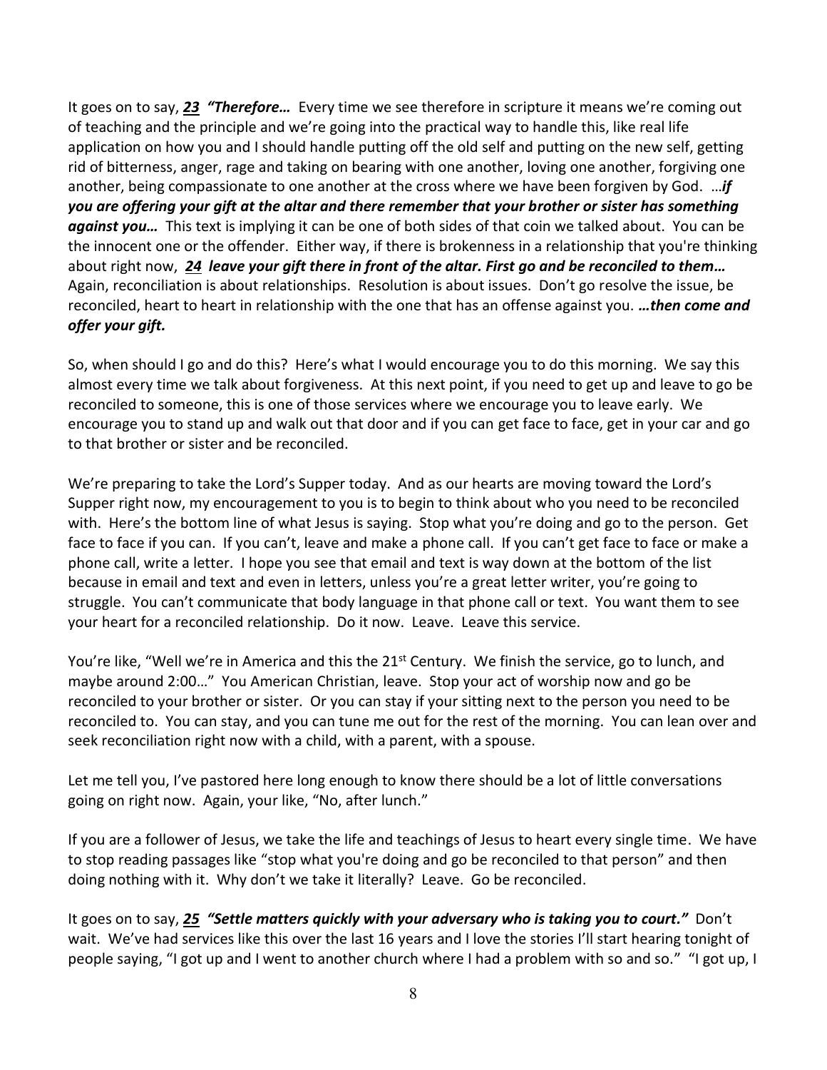It goes on to say, ***23*** ***"Therefore…*** Every time we see therefore in scripture it means we're coming out of teaching and the principle and we're going into the practical way to handle this, like real life application on how you and I should handle putting off the old self and putting on the new self, getting rid of bitterness, anger, rage and taking on bearing with one another, loving one another, forgiving one another, being compassionate to one another at the cross where we have been forgiven by God. …***if you are offering your gift at the altar and there remember that your brother or sister has something against you…*** This text is implying it can be one of both sides of that coin we talked about. You can be the innocent one or the offender. Either way, if there is brokenness in a relationship that you're thinking about right now, ***24*** ***leave your gift there in front of the altar. First go and be reconciled to them…*** Again, reconciliation is about relationships. Resolution is about issues. Don't go resolve the issue, be reconciled, heart to heart in relationship with the one that has an offense against you. ***…then come and offer your gift.***

So, when should I go and do this? Here's what I would encourage you to do this morning. We say this almost every time we talk about forgiveness. At this next point, if you need to get up and leave to go be reconciled to someone, this is one of those services where we encourage you to leave early. We encourage you to stand up and walk out that door and if you can get face to face, get in your car and go to that brother or sister and be reconciled.

We're preparing to take the Lord's Supper today. And as our hearts are moving toward the Lord's Supper right now, my encouragement to you is to begin to think about who you need to be reconciled with. Here's the bottom line of what Jesus is saying. Stop what you're doing and go to the person. Get face to face if you can. If you can't, leave and make a phone call. If you can't get face to face or make a phone call, write a letter. I hope you see that email and text is way down at the bottom of the list because in email and text and even in letters, unless you're a great letter writer, you're going to struggle. You can't communicate that body language in that phone call or text. You want them to see your heart for a reconciled relationship. Do it now. Leave. Leave this service.

You're like, "Well we're in America and this the 21st Century. We finish the service, go to lunch, and maybe around 2:00…" You American Christian, leave. Stop your act of worship now and go be reconciled to your brother or sister. Or you can stay if your sitting next to the person you need to be reconciled to. You can stay, and you can tune me out for the rest of the morning. You can lean over and seek reconciliation right now with a child, with a parent, with a spouse.

Let me tell you, I've pastored here long enough to know there should be a lot of little conversations going on right now. Again, your like, "No, after lunch."

If you are a follower of Jesus, we take the life and teachings of Jesus to heart every single time. We have to stop reading passages like "stop what you're doing and go be reconciled to that person" and then doing nothing with it. Why don't we take it literally? Leave. Go be reconciled.

It goes on to say, ***25*** ***"Settle matters quickly with your adversary who is taking you to court."*** Don't wait. We've had services like this over the last 16 years and I love the stories I'll start hearing tonight of people saying, "I got up and I went to another church where I had a problem with so and so." "I got up, I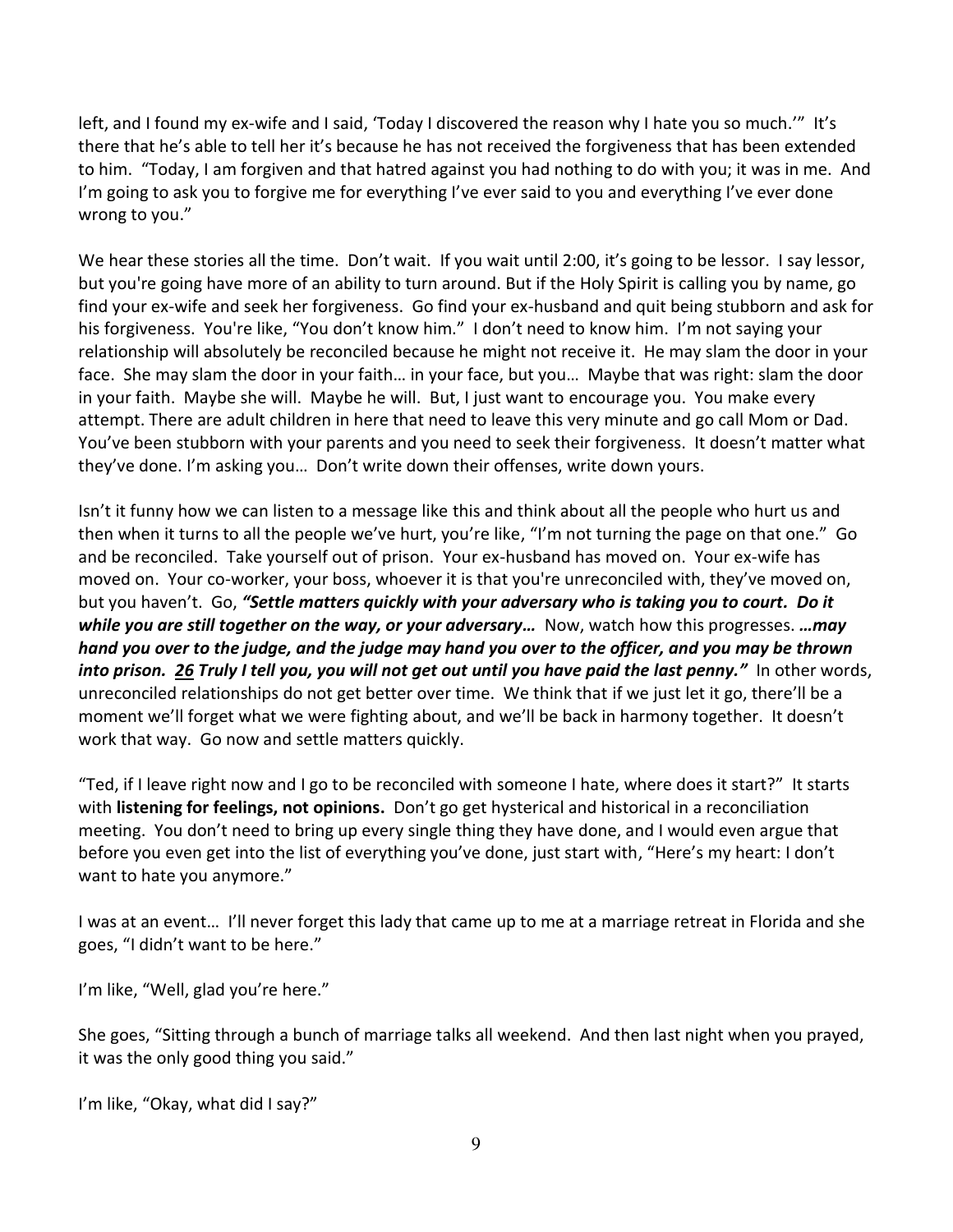left, and I found my ex-wife and I said, 'Today I discovered the reason why I hate you so much.'" It's there that he's able to tell her it's because he has not received the forgiveness that has been extended to him. "Today, I am forgiven and that hatred against you had nothing to do with you; it was in me. And I'm going to ask you to forgive me for everything I've ever said to you and everything I've ever done wrong to you."

We hear these stories all the time. Don't wait. If you wait until 2:00, it's going to be lessor. I say lessor, but you're going have more of an ability to turn around. But if the Holy Spirit is calling you by name, go find your ex-wife and seek her forgiveness. Go find your ex-husband and quit being stubborn and ask for his forgiveness. You're like, "You don't know him." I don't need to know him. I'm not saying your relationship will absolutely be reconciled because he might not receive it. He may slam the door in your face. She may slam the door in your faith… in your face, but you… Maybe that was right: slam the door in your faith. Maybe she will. Maybe he will. But, I just want to encourage you. You make every attempt. There are adult children in here that need to leave this very minute and go call Mom or Dad. You've been stubborn with your parents and you need to seek their forgiveness. It doesn't matter what they've done. I'm asking you… Don't write down their offenses, write down yours.

Isn't it funny how we can listen to a message like this and think about all the people who hurt us and then when it turns to all the people we've hurt, you're like, "I'm not turning the page on that one." Go and be reconciled. Take yourself out of prison. Your ex-husband has moved on. Your ex-wife has moved on. Your co-worker, your boss, whoever it is that you're unreconciled with, they've moved on, but you haven't. Go, ***"Settle matters quickly with your adversary who is taking you to court. Do it while you are still together on the way, or your adversary…*** Now, watch how this progresses. ***…may hand you over to the judge, and the judge may hand you over to the officer, and you may be thrown into prison. 26 Truly I tell you, you will not get out until you have paid the last penny."*** In other words, unreconciled relationships do not get better over time. We think that if we just let it go, there'll be a moment we'll forget what we were fighting about, and we'll be back in harmony together. It doesn't work that way. Go now and settle matters quickly.

"Ted, if I leave right now and I go to be reconciled with someone I hate, where does it start?" It starts with **listening for feelings, not opinions.** Don't go get hysterical and historical in a reconciliation meeting. You don't need to bring up every single thing they have done, and I would even argue that before you even get into the list of everything you've done, just start with, "Here's my heart: I don't want to hate you anymore."

I was at an event… I'll never forget this lady that came up to me at a marriage retreat in Florida and she goes, "I didn't want to be here."

I'm like, "Well, glad you're here."

She goes, "Sitting through a bunch of marriage talks all weekend. And then last night when you prayed, it was the only good thing you said."

I'm like, "Okay, what did I say?"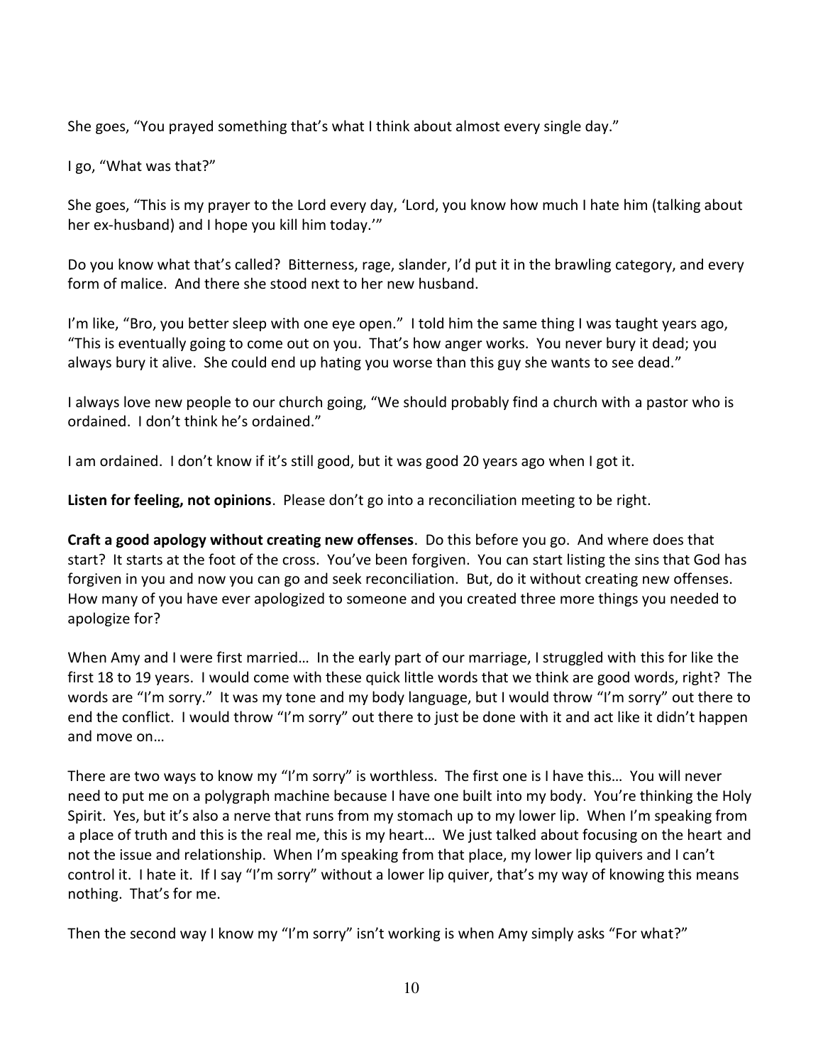She goes, "You prayed something that's what I think about almost every single day."

I go, "What was that?"

She goes, "This is my prayer to the Lord every day, 'Lord, you know how much I hate him (talking about her ex-husband) and I hope you kill him today.'"

Do you know what that's called? Bitterness, rage, slander, I'd put it in the brawling category, and every form of malice. And there she stood next to her new husband.

I'm like, "Bro, you better sleep with one eye open." I told him the same thing I was taught years ago, "This is eventually going to come out on you. That's how anger works. You never bury it dead; you always bury it alive. She could end up hating you worse than this guy she wants to see dead."

I always love new people to our church going, "We should probably find a church with a pastor who is ordained. I don't think he's ordained."

I am ordained. I don't know if it's still good, but it was good 20 years ago when I got it.

**Listen for feeling, not opinions**. Please don't go into a reconciliation meeting to be right.

**Craft a good apology without creating new offenses**. Do this before you go. And where does that start? It starts at the foot of the cross. You've been forgiven. You can start listing the sins that God has forgiven in you and now you can go and seek reconciliation. But, do it without creating new offenses. How many of you have ever apologized to someone and you created three more things you needed to apologize for?

When Amy and I were first married… In the early part of our marriage, I struggled with this for like the first 18 to 19 years. I would come with these quick little words that we think are good words, right? The words are "I'm sorry." It was my tone and my body language, but I would throw "I'm sorry" out there to end the conflict. I would throw "I'm sorry" out there to just be done with it and act like it didn't happen and move on…

There are two ways to know my "I'm sorry" is worthless. The first one is I have this… You will never need to put me on a polygraph machine because I have one built into my body. You're thinking the Holy Spirit. Yes, but it's also a nerve that runs from my stomach up to my lower lip. When I'm speaking from a place of truth and this is the real me, this is my heart… We just talked about focusing on the heart and not the issue and relationship. When I'm speaking from that place, my lower lip quivers and I can't control it. I hate it. If I say "I'm sorry" without a lower lip quiver, that's my way of knowing this means nothing. That's for me.

Then the second way I know my "I'm sorry" isn't working is when Amy simply asks "For what?"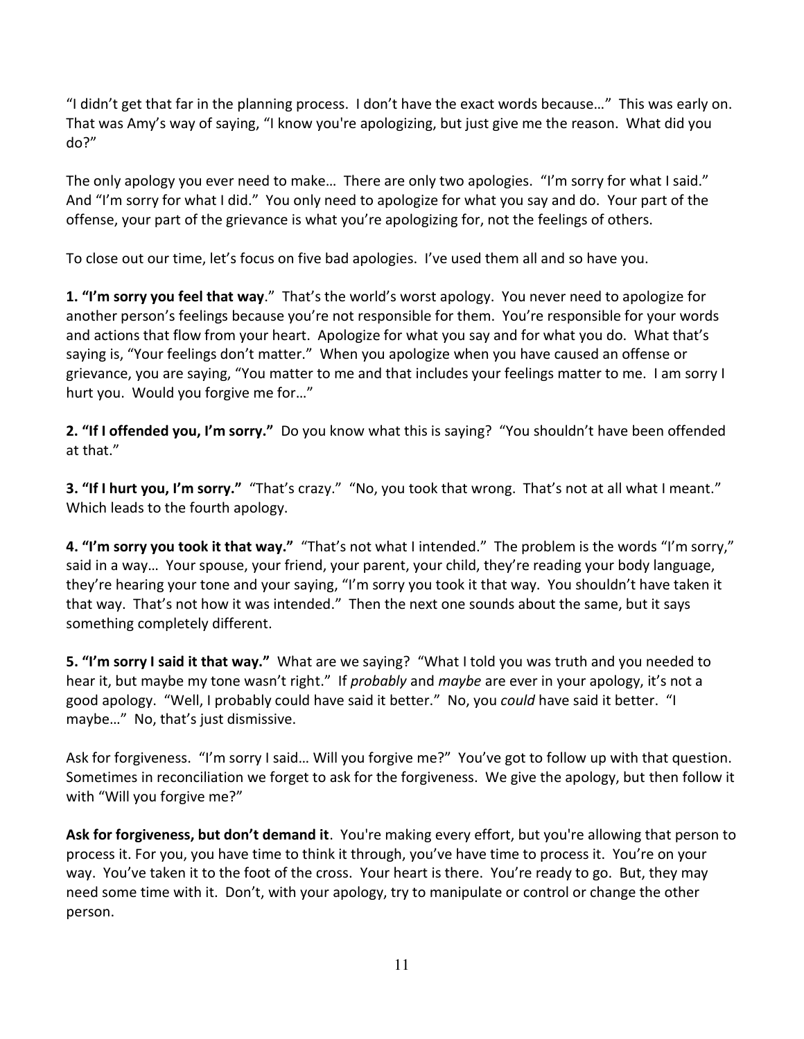"I didn't get that far in the planning process. I don't have the exact words because…" This was early on. That was Amy's way of saying, "I know you're apologizing, but just give me the reason. What did you do?"

The only apology you ever need to make… There are only two apologies. "I'm sorry for what I said." And "I'm sorry for what I did." You only need to apologize for what you say and do. Your part of the offense, your part of the grievance is what you're apologizing for, not the feelings of others.

To close out our time, let's focus on five bad apologies. I've used them all and so have you.

**1. "I'm sorry you feel that way**." That's the world's worst apology. You never need to apologize for another person's feelings because you're not responsible for them. You're responsible for your words and actions that flow from your heart. Apologize for what you say and for what you do. What that's saying is, "Your feelings don't matter." When you apologize when you have caused an offense or grievance, you are saying, "You matter to me and that includes your feelings matter to me. I am sorry I hurt you. Would you forgive me for…"

**2. "If I offended you, I'm sorry."** Do you know what this is saying? "You shouldn't have been offended at that."

**3. "If I hurt you, I'm sorry."** "That's crazy." "No, you took that wrong. That's not at all what I meant." Which leads to the fourth apology.

**4. "I'm sorry you took it that way."** "That's not what I intended." The problem is the words "I'm sorry," said in a way… Your spouse, your friend, your parent, your child, they're reading your body language, they're hearing your tone and your saying, "I'm sorry you took it that way. You shouldn't have taken it that way. That's not how it was intended." Then the next one sounds about the same, but it says something completely different.

**5. "I'm sorry I said it that way."** What are we saying? "What I told you was truth and you needed to hear it, but maybe my tone wasn't right." If *probably* and *maybe* are ever in your apology, it's not a good apology. "Well, I probably could have said it better." No, you *could* have said it better. "I maybe…" No, that's just dismissive.

Ask for forgiveness. "I'm sorry I said… Will you forgive me?" You've got to follow up with that question. Sometimes in reconciliation we forget to ask for the forgiveness. We give the apology, but then follow it with "Will you forgive me?"

**Ask for forgiveness, but don't demand it**. You're making every effort, but you're allowing that person to process it. For you, you have time to think it through, you've have time to process it. You're on your way. You've taken it to the foot of the cross. Your heart is there. You're ready to go. But, they may need some time with it. Don't, with your apology, try to manipulate or control or change the other person.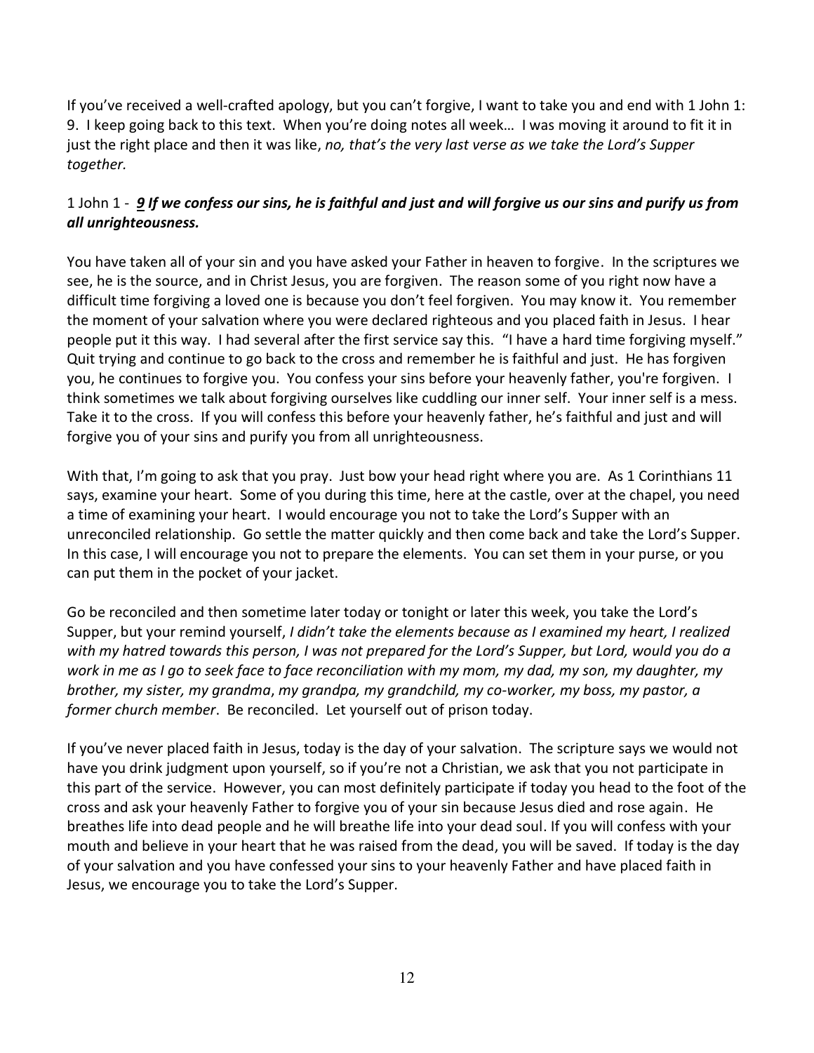If you've received a well-crafted apology, but you can't forgive, I want to take you and end with 1 John 1: 9. I keep going back to this text. When you're doing notes all week… I was moving it around to fit it in just the right place and then it was like, *no, that's the very last verse as we take the Lord's Supper together.*

1 John 1 - ***9 If we confess our sins, he is faithful and just and will forgive us our sins and purify us from all unrighteousness.***

You have taken all of your sin and you have asked your Father in heaven to forgive. In the scriptures we see, he is the source, and in Christ Jesus, you are forgiven. The reason some of you right now have a difficult time forgiving a loved one is because you don't feel forgiven. You may know it. You remember the moment of your salvation where you were declared righteous and you placed faith in Jesus. I hear people put it this way. I had several after the first service say this. "I have a hard time forgiving myself." Quit trying and continue to go back to the cross and remember he is faithful and just. He has forgiven you, he continues to forgive you. You confess your sins before your heavenly father, you're forgiven. I think sometimes we talk about forgiving ourselves like cuddling our inner self. Your inner self is a mess. Take it to the cross. If you will confess this before your heavenly father, he's faithful and just and will forgive you of your sins and purify you from all unrighteousness.

With that, I'm going to ask that you pray. Just bow your head right where you are. As 1 Corinthians 11 says, examine your heart. Some of you during this time, here at the castle, over at the chapel, you need a time of examining your heart. I would encourage you not to take the Lord's Supper with an unreconciled relationship. Go settle the matter quickly and then come back and take the Lord's Supper. In this case, I will encourage you not to prepare the elements. You can set them in your purse, or you can put them in the pocket of your jacket.

Go be reconciled and then sometime later today or tonight or later this week, you take the Lord's Supper, but your remind yourself, *I didn't take the elements because as I examined my heart, I realized with my hatred towards this person, I was not prepared for the Lord's Supper, but Lord, would you do a work in me as I go to seek face to face reconciliation with my mom, my dad, my son, my daughter, my brother, my sister, my grandma*, *my grandpa, my grandchild, my co-worker, my boss, my pastor, a former church member*. Be reconciled. Let yourself out of prison today.

If you've never placed faith in Jesus, today is the day of your salvation. The scripture says we would not have you drink judgment upon yourself, so if you're not a Christian, we ask that you not participate in this part of the service. However, you can most definitely participate if today you head to the foot of the cross and ask your heavenly Father to forgive you of your sin because Jesus died and rose again. He breathes life into dead people and he will breathe life into your dead soul. If you will confess with your mouth and believe in your heart that he was raised from the dead, you will be saved. If today is the day of your salvation and you have confessed your sins to your heavenly Father and have placed faith in Jesus, we encourage you to take the Lord's Supper.